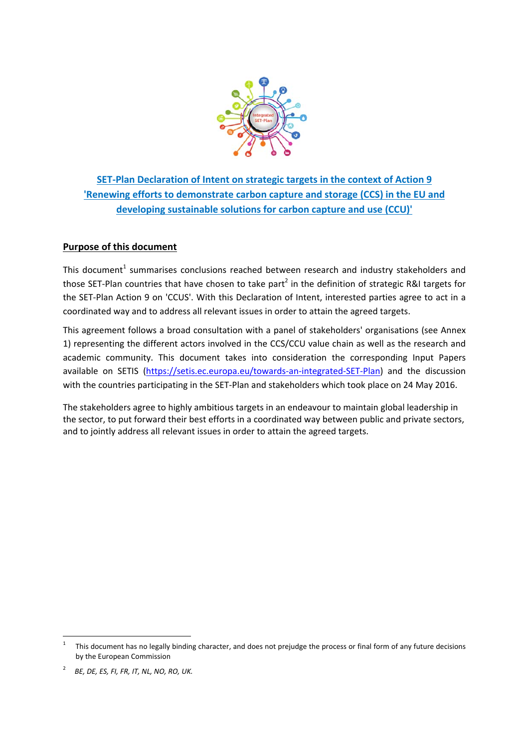# SET-Plan Declaration of Intent on strategic targets in the context of Action 9 'Renewing efforts to demonstrate carbon capture and storage (CCS) in the EU and developing sustainable solutions for carbon capture and use (CCU)'

## Purpose of this document

This document[1] summarises conclusions reached between research and industry stakeholders and those SET-Plan countries that have chosen to take part[2] in the definition of strategic R&I targets for the SET-Plan Action 9 on 'CCUS'. With this Declaration of Intent, interested parties agree to act in a coordinated way and to address all relevant issues in order to attain the agreed targets.

This agreement follows a broad consultation with a panel of stakeholders' organisations (see Annex 1) representing the different actors involved in the CCS/CCU value chain as well as the research and academic community. This document takes into consideration the corresponding Input Papers available on SETIS (https://setis.ec.europa.eu/towards-an-integrated-SET-Plan) and the discussion with the countries participating in the SET-Plan and stakeholders which took place on 24 May 2016.

The stakeholders agree to highly ambitious targets in an endeavour to maintain global leadership in the sector, to put forward their best efforts in a coordinated way between public and private sectors, and to jointly address all relevant issues in order to attain the agreed targets.

---

[1] This document has no legally binding character, and does not prejudge the process or final form of any future decisions by the European Commission

[2] *BE, DE, ES, FI, FR, IT, NL, NO, RO, UK.*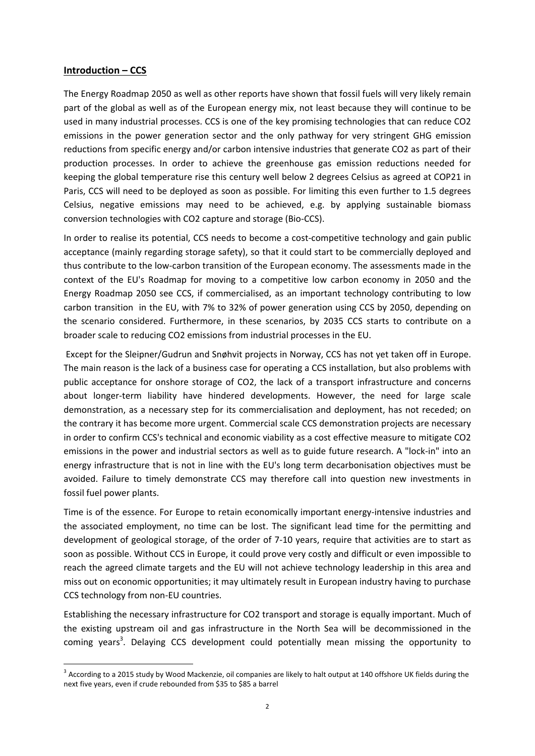## **Introduction – CCS**

The Energy Roadmap 2050 as well as other reports have shown that fossil fuels will very likely remain part of the global as well as of the European energy mix, not least because they will continue to be used in many industrial processes. CCS is one of the key promising technologies that can reduce $CO_2$ emissions in the power generation sector and the only pathway for very stringent GHG emission reductions from specific energy and/or carbon intensive industries that generate $CO_2$ as part of their production processes. In order to achieve the greenhouse gas emission reductions needed for keeping the global temperature rise this century well below 2 degrees Celsius as agreed at COP21 in Paris, CCS will need to be deployed as soon as possible. For limiting this even further to 1.5 degrees Celsius, negative emissions may need to be achieved, e.g. by applying sustainable biomass conversion technologies with $CO_2$ capture and storage (Bio-CCS).

In order to realise its potential, CCS needs to become a cost-competitive technology and gain public acceptance (mainly regarding storage safety), so that it could start to be commercially deployed and thus contribute to the low-carbon transition of the European economy. The assessments made in the context of the EU's Roadmap for moving to a competitive low carbon economy in 2050 and the Energy Roadmap 2050 see CCS, if commercialised, as an important technology contributing to low carbon transition in the EU, with 7% to 32% of power generation using CCS by 2050, depending on the scenario considered. Furthermore, in these scenarios, by 2035 CCS starts to contribute on a broader scale to reducing $CO_2$ emissions from industrial processes in the EU.

Except for the Sleipner/Gudrun and Snøhvit projects in Norway, CCS has not yet taken off in Europe. The main reason is the lack of a business case for operating a CCS installation, but also problems with public acceptance for onshore storage of $CO_2$, the lack of a transport infrastructure and concerns about longer-term liability have hindered developments. However, the need for large scale demonstration, as a necessary step for its commercialisation and deployment, has not receded; on the contrary it has become more urgent. Commercial scale CCS demonstration projects are necessary in order to confirm CCS's technical and economic viability as a cost effective measure to mitigate $CO_2$ emissions in the power and industrial sectors as well as to guide future research. A "lock-in" into an energy infrastructure that is not in line with the EU's long term decarbonisation objectives must be avoided. Failure to timely demonstrate CCS may therefore call into question new investments in fossil fuel power plants.

Time is of the essence. For Europe to retain economically important energy-intensive industries and the associated employment, no time can be lost. The significant lead time for the permitting and development of geological storage, of the order of 7-10 years, require that activities are to start as soon as possible. Without CCS in Europe, it could prove very costly and difficult or even impossible to reach the agreed climate targets and the EU will not achieve technology leadership in this area and miss out on economic opportunities; it may ultimately result in European industry having to purchase CCS technology from non-EU countries.

Establishing the necessary infrastructure for $CO_2$ transport and storage is equally important. Much of the existing upstream oil and gas infrastructure in the North Sea will be decommissioned in the coming years[3]. Delaying CCS development could potentially mean missing the opportunity to

[3] According to a 2015 study by Wood Mackenzie, oil companies are likely to halt output at 140 offshore UK fields during the next five years, even if crude rebounded from $35 to $85 a barrel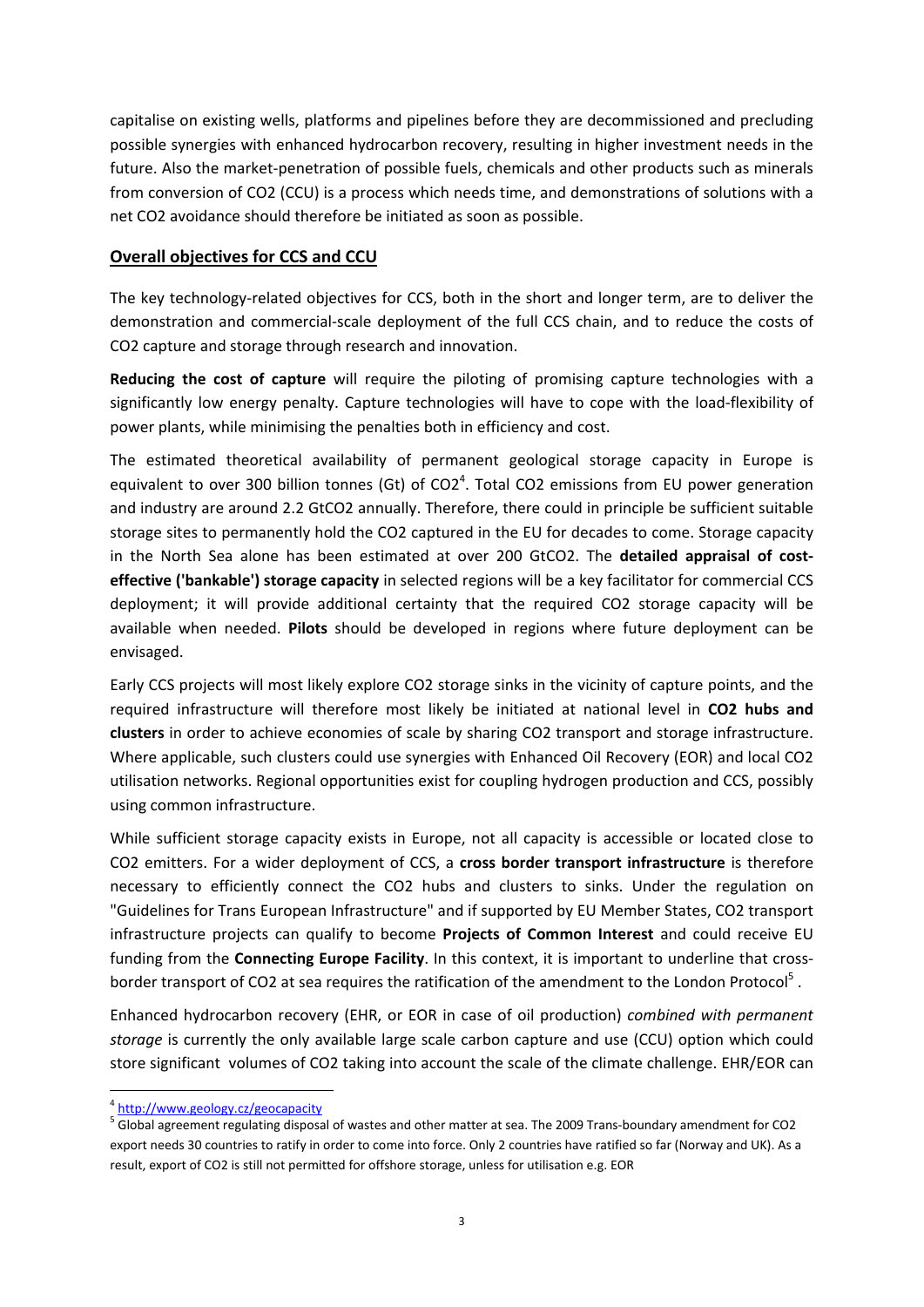capitalise on existing wells, platforms and pipelines before they are decommissioned and precluding possible synergies with enhanced hydrocarbon recovery, resulting in higher investment needs in the future. Also the market-penetration of possible fuels, chemicals and other products such as minerals from conversion of $CO_2$ (CCU) is a process which needs time, and demonstrations of solutions with a net $CO_2$ avoidance should therefore be initiated as soon as possible.

## Overall objectives for CCS and CCU

The key technology-related objectives for CCS, both in the short and longer term, are to deliver the demonstration and commercial-scale deployment of the full CCS chain, and to reduce the costs of $CO_2$ capture and storage through research and innovation.

**Reducing the cost of capture** will require the piloting of promising capture technologies with a significantly low energy penalty. Capture technologies will have to cope with the load-flexibility of power plants, while minimising the penalties both in efficiency and cost.

The estimated theoretical availability of permanent geological storage capacity in Europe is equivalent to over 300 billion tonnes (Gt) of $CO_2$[4]. Total $CO_2$ emissions from EU power generation and industry are around 2.2 $GtCO_2$ annually. Therefore, there could in principle be sufficient suitable storage sites to permanently hold the $CO_2$ captured in the EU for decades to come. Storage capacity in the North Sea alone has been estimated at over 200 $GtCO_2$. The **detailed appraisal of cost-effective ('bankable') storage capacity** in selected regions will be a key facilitator for commercial CCS deployment; it will provide additional certainty that the required $CO_2$ storage capacity will be available when needed. **Pilots** should be developed in regions where future deployment can be envisaged.

Early CCS projects will most likely explore $CO_2$ storage sinks in the vicinity of capture points, and the required infrastructure will therefore most likely be initiated at national level in **$CO_2$ hubs and clusters** in order to achieve economies of scale by sharing $CO_2$ transport and storage infrastructure. Where applicable, such clusters could use synergies with Enhanced Oil Recovery (EOR) and local $CO_2$ utilisation networks. Regional opportunities exist for coupling hydrogen production and CCS, possibly using common infrastructure.

While sufficient storage capacity exists in Europe, not all capacity is accessible or located close to $CO_2$ emitters. For a wider deployment of CCS, a **cross border transport infrastructure** is therefore necessary to efficiently connect the $CO_2$ hubs and clusters to sinks. Under the regulation on "Guidelines for Trans European Infrastructure" and if supported by EU Member States, $CO_2$ transport infrastructure projects can qualify to become **Projects of Common Interest** and could receive EU funding from the **Connecting Europe Facility**. In this context, it is important to underline that cross-border transport of $CO_2$ at sea requires the ratification of the amendment to the London Protocol[5] .

Enhanced hydrocarbon recovery (EHR, or EOR in case of oil production) *combined with permanent storage* is currently the only available large scale carbon capture and use (CCU) option which could store significant volumes of $CO_2$ taking into account the scale of the climate challenge. EHR/EOR can

---

[4] http://www.geology.cz/geocapacity

[5] Global agreement regulating disposal of wastes and other matter at sea. The 2009 Trans-boundary amendment for $CO_2$ export needs 30 countries to ratify in order to come into force. Only 2 countries have ratified so far (Norway and UK). As a result, export of $CO_2$ is still not permitted for offshore storage, unless for utilisation e.g. EOR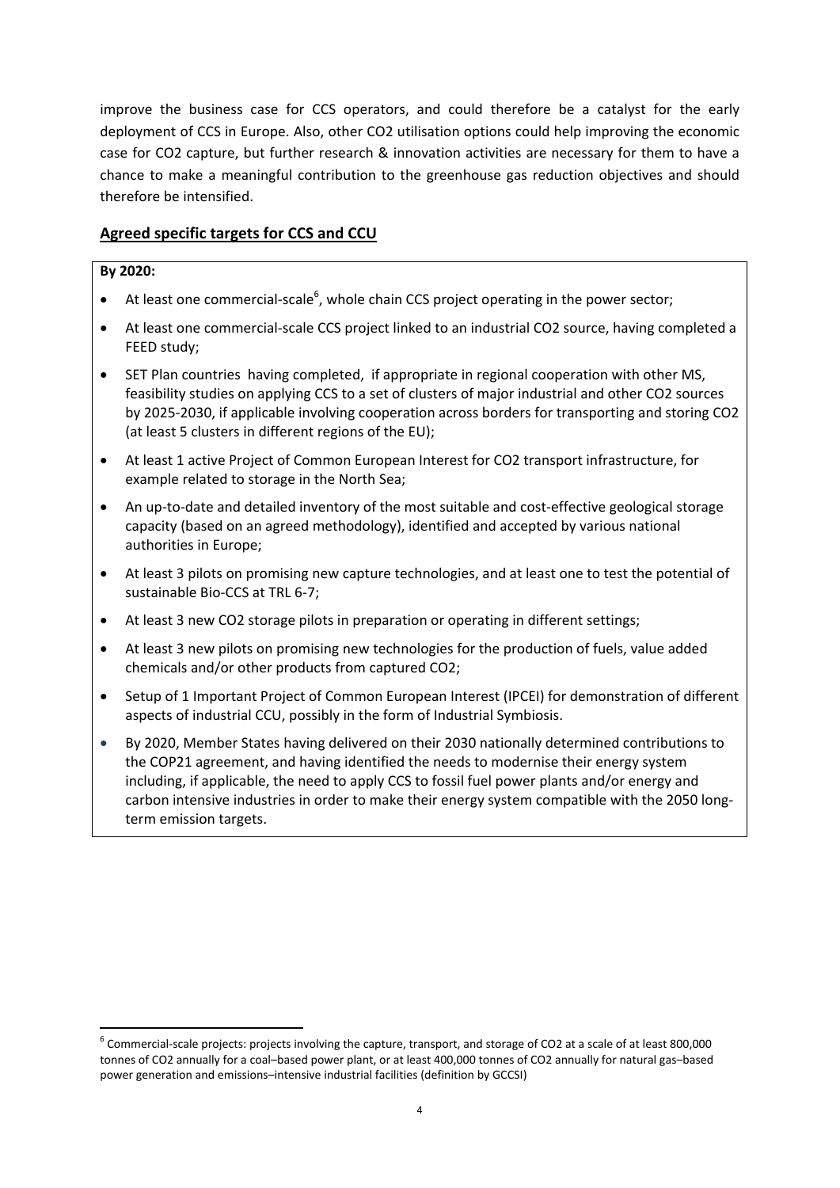improve the business case for CCS operators, and could therefore be a catalyst for the early deployment of CCS in Europe. Also, other CO2 utilisation options could help improving the economic case for CO2 capture, but further research & innovation activities are necessary for them to have a chance to make a meaningful contribution to the greenhouse gas reduction objectives and should therefore be intensified.

## Agreed specific targets for CCS and CCU

**By 2020:**

- At least one commercial-scale[6], whole chain CCS project operating in the power sector;
- At least one commercial-scale CCS project linked to an industrial CO2 source, having completed a FEED study;
- SET Plan countries having completed, if appropriate in regional cooperation with other MS, feasibility studies on applying CCS to a set of clusters of major industrial and other CO2 sources by 2025-2030, if applicable involving cooperation across borders for transporting and storing CO2 (at least 5 clusters in different regions of the EU);
- At least 1 active Project of Common European Interest for CO2 transport infrastructure, for example related to storage in the North Sea;
- An up-to-date and detailed inventory of the most suitable and cost-effective geological storage capacity (based on an agreed methodology), identified and accepted by various national authorities in Europe;
- At least 3 pilots on promising new capture technologies, and at least one to test the potential of sustainable Bio-CCS at TRL 6-7;
- At least 3 new CO2 storage pilots in preparation or operating in different settings;
- At least 3 new pilots on promising new technologies for the production of fuels, value added chemicals and/or other products from captured CO2;
- Setup of 1 Important Project of Common European Interest (IPCEI) for demonstration of different aspects of industrial CCU, possibly in the form of Industrial Symbiosis.
- By 2020, Member States having delivered on their 2030 nationally determined contributions to the COP21 agreement, and having identified the needs to modernise their energy system including, if applicable, the need to apply CCS to fossil fuel power plants and/or energy and carbon intensive industries in order to make their energy system compatible with the 2050 long-term emission targets.

[6] Commercial-scale projects: projects involving the capture, transport, and storage of CO2 at a scale of at least 800,000 tonnes of CO2 annually for a coal–based power plant, or at least 400,000 tonnes of CO2 annually for natural gas–based power generation and emissions–intensive industrial facilities (definition by GCCSI)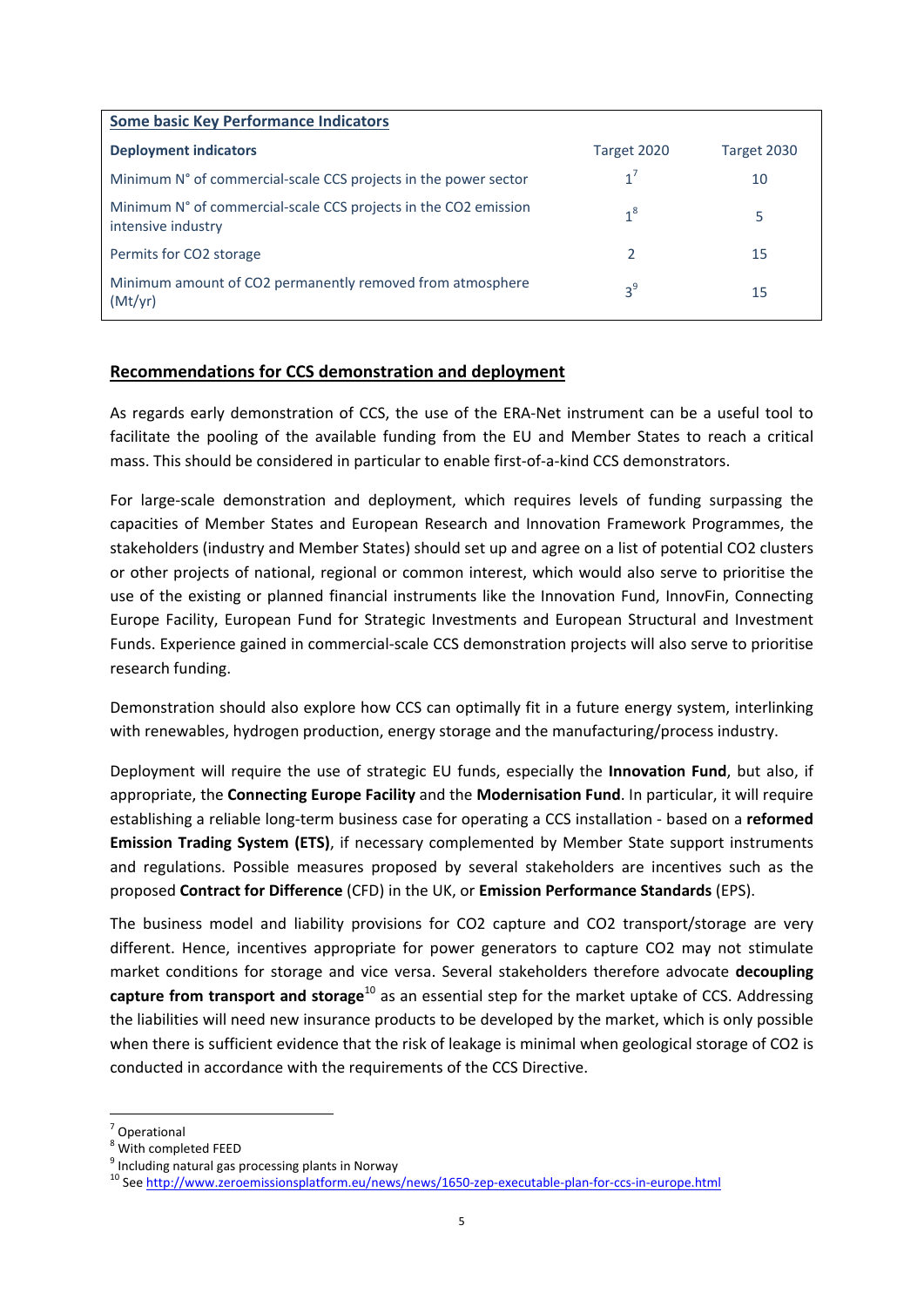| Some basic Key Performance Indicators | | |
|---|---|---|
| **Deployment indicators** | Target 2020 | Target 2030 |
| Minimum N° of commercial-scale CCS projects in the power sector | 1[7] | 10 |
| Minimum N° of commercial-scale CCS projects in the CO2 emission intensive industry | 1[8] | 5 |
| Permits for CO2 storage | 2 | 15 |
| Minimum amount of CO2 permanently removed from atmosphere (Mt/yr) | 3[9] | 15 |

## Recommendations for CCS demonstration and deployment

As regards early demonstration of CCS, the use of the ERA-Net instrument can be a useful tool to facilitate the pooling of the available funding from the EU and Member States to reach a critical mass. This should be considered in particular to enable first-of-a-kind CCS demonstrators.

For large-scale demonstration and deployment, which requires levels of funding surpassing the capacities of Member States and European Research and Innovation Framework Programmes, the stakeholders (industry and Member States) should set up and agree on a list of potential CO2 clusters or other projects of national, regional or common interest, which would also serve to prioritise the use of the existing or planned financial instruments like the Innovation Fund, InnovFin, Connecting Europe Facility, European Fund for Strategic Investments and European Structural and Investment Funds. Experience gained in commercial-scale CCS demonstration projects will also serve to prioritise research funding.

Demonstration should also explore how CCS can optimally fit in a future energy system, interlinking with renewables, hydrogen production, energy storage and the manufacturing/process industry.

Deployment will require the use of strategic EU funds, especially the **Innovation Fund**, but also, if appropriate, the **Connecting Europe Facility** and the **Modernisation Fund**. In particular, it will require establishing a reliable long-term business case for operating a CCS installation - based on a **reformed Emission Trading System (ETS)**, if necessary complemented by Member State support instruments and regulations. Possible measures proposed by several stakeholders are incentives such as the proposed **Contract for Difference** (CFD) in the UK, or **Emission Performance Standards** (EPS).

The business model and liability provisions for CO2 capture and CO2 transport/storage are very different. Hence, incentives appropriate for power generators to capture CO2 may not stimulate market conditions for storage and vice versa. Several stakeholders therefore advocate **decoupling capture from transport and storage**[10] as an essential step for the market uptake of CCS. Addressing the liabilities will need new insurance products to be developed by the market, which is only possible when there is sufficient evidence that the risk of leakage is minimal when geological storage of CO2 is conducted in accordance with the requirements of the CCS Directive.

[7] Operational
[8] With completed FEED
[9] Including natural gas processing plants in Norway
[10] See http://www.zeroemissionsplatform.eu/news/news/1650-zep-executable-plan-for-ccs-in-europe.html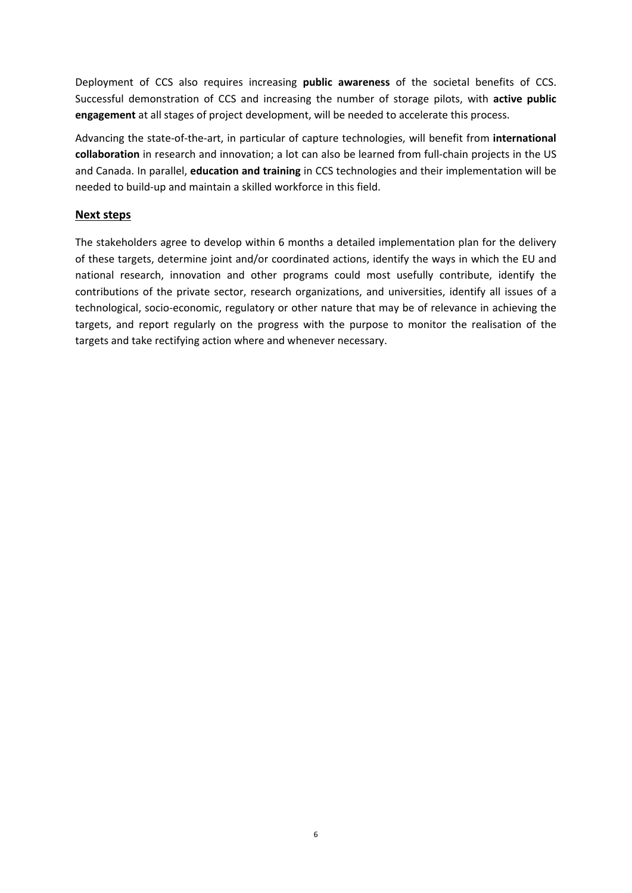Deployment of CCS also requires increasing **public awareness** of the societal benefits of CCS. Successful demonstration of CCS and increasing the number of storage pilots, with **active public engagement** at all stages of project development, will be needed to accelerate this process.

Advancing the state-of-the-art, in particular of capture technologies, will benefit from **international collaboration** in research and innovation; a lot can also be learned from full-chain projects in the US and Canada. In parallel, **education and training** in CCS technologies and their implementation will be needed to build-up and maintain a skilled workforce in this field.

## Next steps

The stakeholders agree to develop within 6 months a detailed implementation plan for the delivery of these targets, determine joint and/or coordinated actions, identify the ways in which the EU and national research, innovation and other programs could most usefully contribute, identify the contributions of the private sector, research organizations, and universities, identify all issues of a technological, socio-economic, regulatory or other nature that may be of relevance in achieving the targets, and report regularly on the progress with the purpose to monitor the realisation of the targets and take rectifying action where and whenever necessary.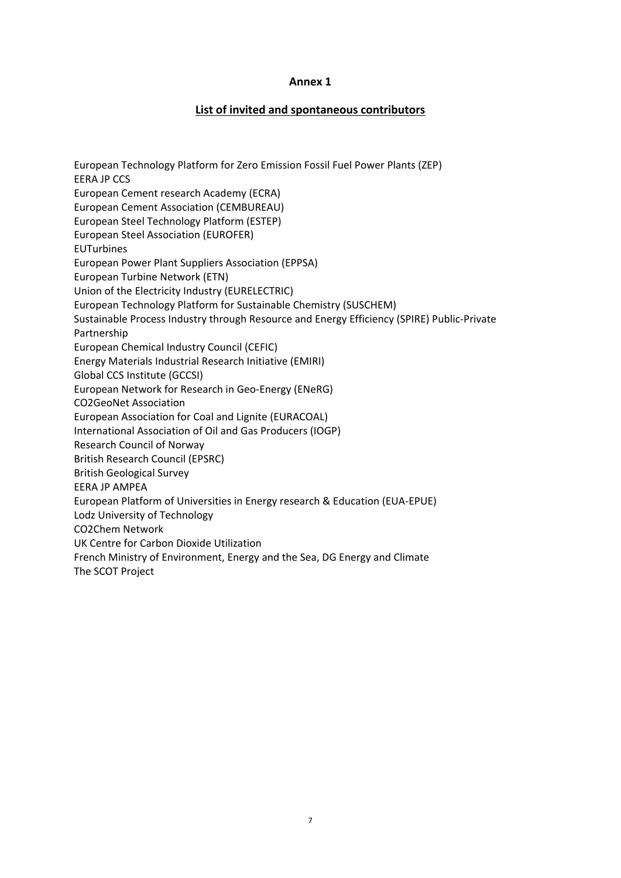## Annex 1

## List of invited and spontaneous contributors

European Technology Platform for Zero Emission Fossil Fuel Power Plants (ZEP)
EERA JP CCS
European Cement research Academy (ECRA)
European Cement Association (CEMBUREAU)
European Steel Technology Platform (ESTEP)
European Steel Association (EUROFER)
EUTurbines
European Power Plant Suppliers Association (EPPSA)
European Turbine Network (ETN)
Union of the Electricity Industry (EURELECTRIC)
European Technology Platform for Sustainable Chemistry (SUSCHEM)
Sustainable Process Industry through Resource and Energy Efficiency (SPIRE) Public-Private Partnership
European Chemical Industry Council (CEFIC)
Energy Materials Industrial Research Initiative (EMIRI)
Global CCS Institute (GCCSI)
European Network for Research in Geo-Energy (ENeRG)
CO2GeoNet Association
European Association for Coal and Lignite (EURACOAL)
International Association of Oil and Gas Producers (IOGP)
Research Council of Norway
British Research Council (EPSRC)
British Geological Survey
EERA JP AMPEA
European Platform of Universities in Energy research & Education (EUA-EPUE)
Lodz University of Technology
CO2Chem Network
UK Centre for Carbon Dioxide Utilization
French Ministry of Environment, Energy and the Sea, DG Energy and Climate
The SCOT Project